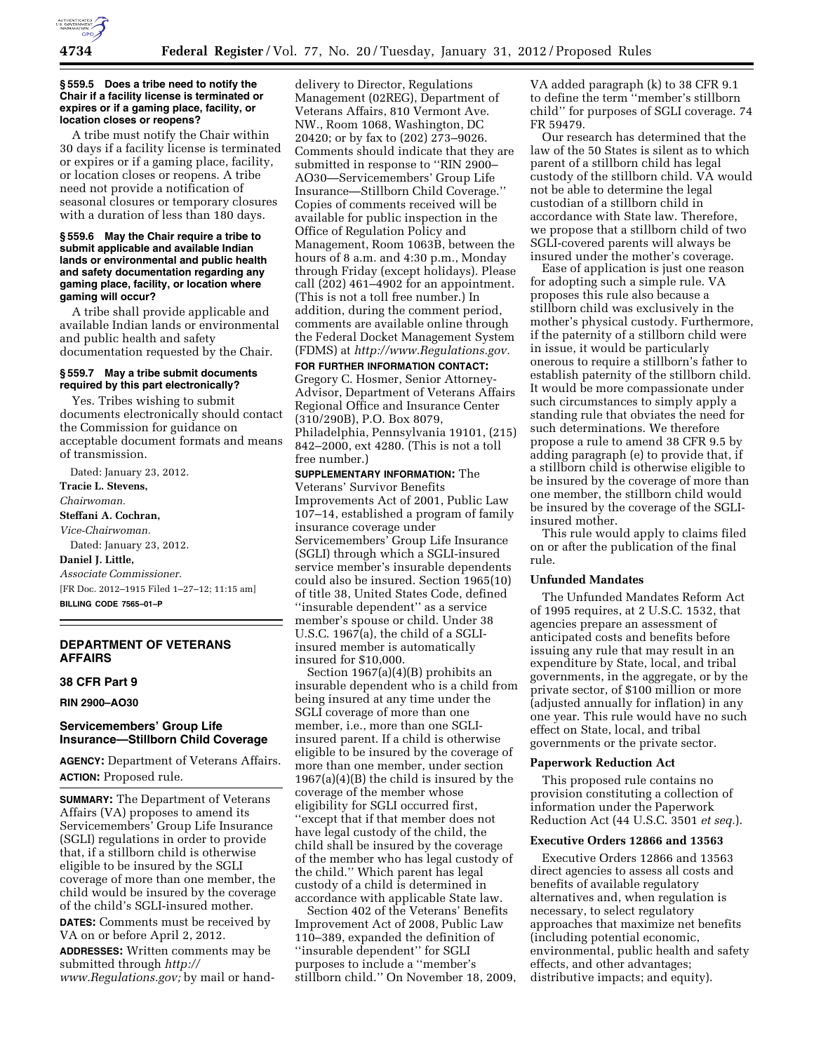### § 559.5 Does a tribe need to notify the Chair if a facility license is terminated or expires or if a gaming place, facility, or location closes or reopens?

A tribe must notify the Chair within 30 days if a facility license is terminated or expires or if a gaming place, facility, or location closes or reopens. A tribe need not provide a notification of seasonal closures or temporary closures with a duration of less than 180 days.

### § 559.6 May the Chair require a tribe to submit applicable and available Indian lands or environmental and public health and safety documentation regarding any gaming place, facility, or location where gaming will occur?

A tribe shall provide applicable and available Indian lands or environmental and public health and safety documentation requested by the Chair.

### § 559.7 May a tribe submit documents required by this part electronically?

Yes. Tribes wishing to submit documents electronically should contact the Commission for guidance on acceptable document formats and means of transmission.

Dated: January 23, 2012.

**Tracie L. Stevens,**

*Chairwoman.*

**Steffani A. Cochran,**

*Vice-Chairwoman.*

Dated: January 23, 2012.

**Daniel J. Little,**

*Associate Commissioner.*

[FR Doc. 2012–1915 Filed 1–27–12; 11:15 am]

**BILLING CODE 7565–01–P**

---

## DEPARTMENT OF VETERANS AFFAIRS

### 38 CFR Part 9

**RIN 2900–AO30**

## Servicemembers' Group Life Insurance—Stillborn Child Coverage

**AGENCY:** Department of Veterans Affairs.

**ACTION:** Proposed rule.

**SUMMARY:** The Department of Veterans Affairs (VA) proposes to amend its Servicemembers' Group Life Insurance (SGLI) regulations in order to provide that, if a stillborn child is otherwise eligible to be insured by the SGLI coverage of more than one member, the child would be insured by the coverage of the child's SGLI-insured mother.

**DATES:** Comments must be received by VA on or before April 2, 2012.

**ADDRESSES:** Written comments may be submitted through *http://www.Regulations.gov;* by mail or hand-delivery to Director, Regulations Management (02REG), Department of Veterans Affairs, 810 Vermont Ave. NW., Room 1068, Washington, DC 20420; or by fax to (202) 273–9026. Comments should indicate that they are submitted in response to ''RIN 2900–AO30—Servicemembers' Group Life Insurance—Stillborn Child Coverage.'' Copies of comments received will be available for public inspection in the Office of Regulation Policy and Management, Room 1063B, between the hours of 8 a.m. and 4:30 p.m., Monday through Friday (except holidays). Please call (202) 461–4902 for an appointment. (This is not a toll free number.) In addition, during the comment period, comments are available online through the Federal Docket Management System (FDMS) at *http://www.Regulations.gov.*

**FOR FURTHER INFORMATION CONTACT:** Gregory C. Hosmer, Senior Attorney-Advisor, Department of Veterans Affairs Regional Office and Insurance Center (310/290B), P.O. Box 8079, Philadelphia, Pennsylvania 19101, (215) 842–2000, ext 4280. (This is not a toll free number.)

**SUPPLEMENTARY INFORMATION:** The Veterans' Survivor Benefits Improvements Act of 2001, Public Law 107–14, established a program of family insurance coverage under Servicemembers' Group Life Insurance (SGLI) through which a SGLI-insured service member's insurable dependents could also be insured. Section 1965(10) of title 38, United States Code, defined ''insurable dependent'' as a service member's spouse or child. Under 38 U.S.C. 1967(a), the child of a SGLI-insured member is automatically insured for $10,000.

Section 1967(a)(4)(B) prohibits an insurable dependent who is a child from being insured at any time under the SGLI coverage of more than one member, i.e., more than one SGLI-insured parent. If a child is otherwise eligible to be insured by the coverage of more than one member, under section 1967(a)(4)(B) the child is insured by the coverage of the member whose eligibility for SGLI occurred first, ''except that if that member does not have legal custody of the child, the child shall be insured by the coverage of the member who has legal custody of the child.'' Which parent has legal custody of a child is determined in accordance with applicable State law.

Section 402 of the Veterans' Benefits Improvement Act of 2008, Public Law 110–389, expanded the definition of ''insurable dependent'' for SGLI purposes to include a ''member's stillborn child.'' On November 18, 2009, VA added paragraph (k) to 38 CFR 9.1 to define the term ''member's stillborn child'' for purposes of SGLI coverage. 74 FR 59479.

Our research has determined that the law of the 50 States is silent as to which parent of a stillborn child has legal custody of the stillborn child. VA would not be able to determine the legal custodian of a stillborn child in accordance with State law. Therefore, we propose that a stillborn child of two SGLI-covered parents will always be insured under the mother's coverage.

Ease of application is just one reason for adopting such a simple rule. VA proposes this rule also because a stillborn child was exclusively in the mother's physical custody. Furthermore, if the paternity of a stillborn child were in issue, it would be particularly onerous to require a stillborn's father to establish paternity of the stillborn child. It would be more compassionate under such circumstances to simply apply a standing rule that obviates the need for such determinations. We therefore propose a rule to amend 38 CFR 9.5 by adding paragraph (e) to provide that, if a stillborn child is otherwise eligible to be insured by the coverage of more than one member, the stillborn child would be insured by the coverage of the SGLI-insured mother.

This rule would apply to claims filed on or after the publication of the final rule.

### Unfunded Mandates

The Unfunded Mandates Reform Act of 1995 requires, at 2 U.S.C. 1532, that agencies prepare an assessment of anticipated costs and benefits before issuing any rule that may result in an expenditure by State, local, and tribal governments, in the aggregate, or by the private sector, of $100 million or more (adjusted annually for inflation) in any one year. This rule would have no such effect on State, local, and tribal governments or the private sector.

### Paperwork Reduction Act

This proposed rule contains no provision constituting a collection of information under the Paperwork Reduction Act (44 U.S.C. 3501 *et seq.*).

### Executive Orders 12866 and 13563

Executive Orders 12866 and 13563 direct agencies to assess all costs and benefits of available regulatory alternatives and, when regulation is necessary, to select regulatory approaches that maximize net benefits (including potential economic, environmental, public health and safety effects, and other advantages; distributive impacts; and equity).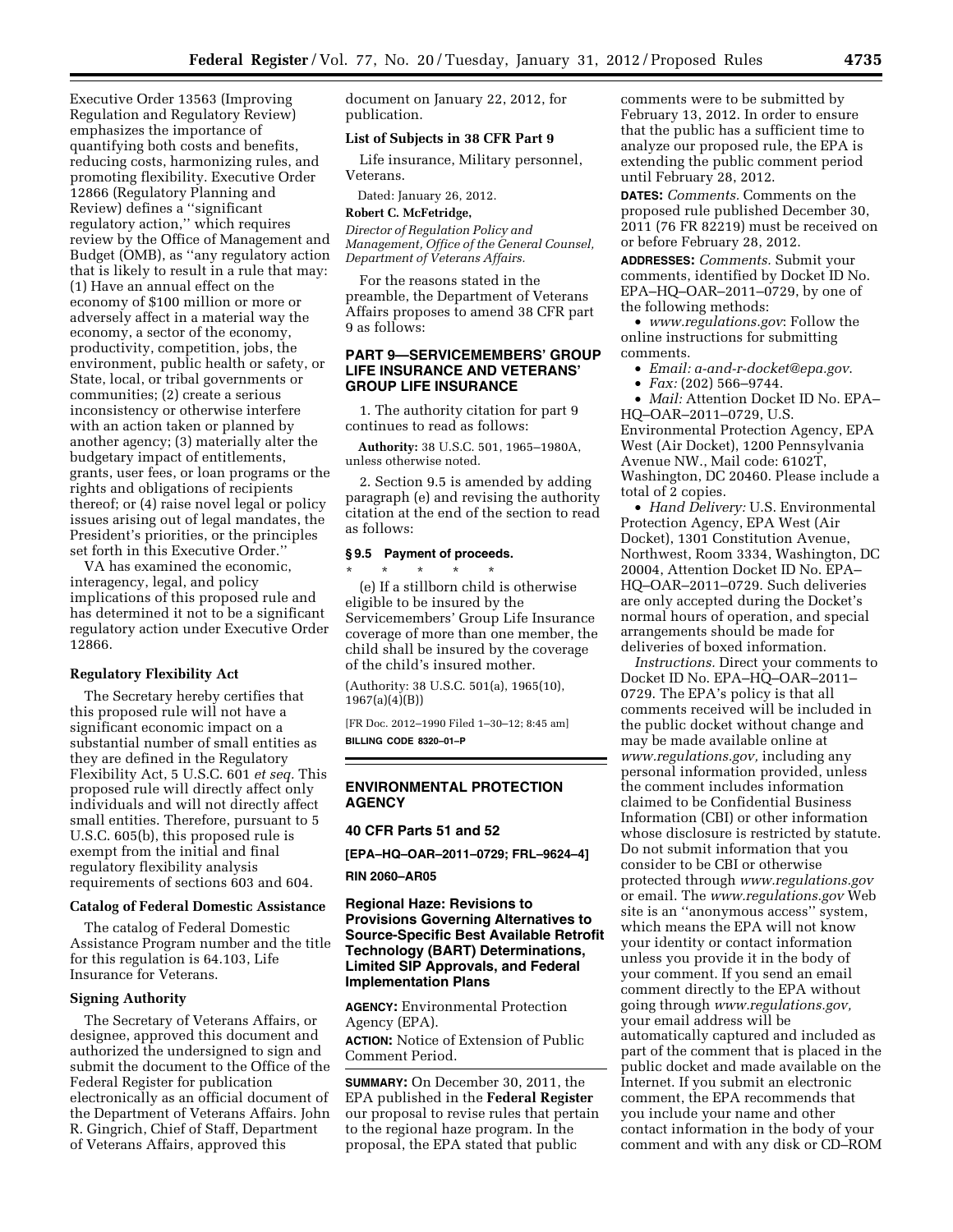Executive Order 13563 (Improving Regulation and Regulatory Review) emphasizes the importance of quantifying both costs and benefits, reducing costs, harmonizing rules, and promoting flexibility. Executive Order 12866 (Regulatory Planning and Review) defines a ''significant regulatory action,'' which requires review by the Office of Management and Budget (OMB), as ''any regulatory action that is likely to result in a rule that may: (1) Have an annual effect on the economy of $100 million or more or adversely affect in a material way the economy, a sector of the economy, productivity, competition, jobs, the environment, public health or safety, or State, local, or tribal governments or communities; (2) create a serious inconsistency or otherwise interfere with an action taken or planned by another agency; (3) materially alter the budgetary impact of entitlements, grants, user fees, or loan programs or the rights and obligations of recipients thereof; or (4) raise novel legal or policy issues arising out of legal mandates, the President's priorities, or the principles set forth in this Executive Order.''

VA has examined the economic, interagency, legal, and policy implications of this proposed rule and has determined it not to be a significant regulatory action under Executive Order 12866.

### Regulatory Flexibility Act

The Secretary hereby certifies that this proposed rule will not have a significant economic impact on a substantial number of small entities as they are defined in the Regulatory Flexibility Act, 5 U.S.C. 601 *et seq.* This proposed rule will directly affect only individuals and will not directly affect small entities. Therefore, pursuant to 5 U.S.C. 605(b), this proposed rule is exempt from the initial and final regulatory flexibility analysis requirements of sections 603 and 604.

### Catalog of Federal Domestic Assistance

The catalog of Federal Domestic Assistance Program number and the title for this regulation is 64.103, Life Insurance for Veterans.

### Signing Authority

The Secretary of Veterans Affairs, or designee, approved this document and authorized the undersigned to sign and submit the document to the Office of the Federal Register for publication electronically as an official document of the Department of Veterans Affairs. John R. Gingrich, Chief of Staff, Department of Veterans Affairs, approved this document on January 22, 2012, for publication.

### List of Subjects in 38 CFR Part 9

Life insurance, Military personnel, Veterans.

Dated: January 26, 2012.

**Robert C. McFetridge,**

*Director of Regulation Policy and Management, Office of the General Counsel, Department of Veterans Affairs.*

For the reasons stated in the preamble, the Department of Veterans Affairs proposes to amend 38 CFR part 9 as follows:

## PART 9—SERVICEMEMBERS' GROUP LIFE INSURANCE AND VETERANS' GROUP LIFE INSURANCE

1. The authority citation for part 9 continues to read as follows:

**Authority:** 38 U.S.C. 501, 1965–1980A, unless otherwise noted.

2. Section 9.5 is amended by adding paragraph (e) and revising the authority citation at the end of the section to read as follows:

### § 9.5 Payment of proceeds.

\* \* \* \* \*

(e) If a stillborn child is otherwise eligible to be insured by the Servicemembers' Group Life Insurance coverage of more than one member, the child shall be insured by the coverage of the child's insured mother.

(Authority: 38 U.S.C. 501(a), 1965(10), 1967(a)(4)(B))

[FR Doc. 2012–1990 Filed 1–30–12; 8:45 am]

**BILLING CODE 8320–01–P**

---

## ENVIRONMENTAL PROTECTION AGENCY

### 40 CFR Parts 51 and 52

**[EPA–HQ–OAR–2011–0729; FRL–9624–4]**

**RIN 2060–AR05**

### Regional Haze: Revisions to Provisions Governing Alternatives to Source-Specific Best Available Retrofit Technology (BART) Determinations, Limited SIP Approvals, and Federal Implementation Plans

**AGENCY:** Environmental Protection Agency (EPA).

**ACTION:** Notice of Extension of Public Comment Period.

**SUMMARY:** On December 30, 2011, the EPA published in the **Federal Register** our proposal to revise rules that pertain to the regional haze program. In the proposal, the EPA stated that public comments were to be submitted by February 13, 2012. In order to ensure that the public has a sufficient time to analyze our proposed rule, the EPA is extending the public comment period until February 28, 2012.

**DATES:** *Comments.* Comments on the proposed rule published December 30, 2011 (76 FR 82219) must be received on or before February 28, 2012.

**ADDRESSES:** *Comments.* Submit your comments, identified by Docket ID No. EPA–HQ–OAR–2011–0729, by one of the following methods:

- *www.regulations.gov*: Follow the online instructions for submitting comments.
- *Email: a-and-r-docket@epa.gov.*
- *Fax:* (202) 566–9744.
- *Mail:* Attention Docket ID No. EPA–HQ–OAR–2011–0729, U.S. Environmental Protection Agency, EPA West (Air Docket), 1200 Pennsylvania Avenue NW., Mail code: 6102T, Washington, DC 20460. Please include a total of 2 copies.
- *Hand Delivery:* U.S. Environmental Protection Agency, EPA West (Air Docket), 1301 Constitution Avenue, Northwest, Room 3334, Washington, DC 20004, Attention Docket ID No. EPA–HQ–OAR–2011–0729. Such deliveries are only accepted during the Docket's normal hours of operation, and special arrangements should be made for deliveries of boxed information.

*Instructions.* Direct your comments to Docket ID No. EPA–HQ–OAR–2011–0729. The EPA's policy is that all comments received will be included in the public docket without change and may be made available online at *www.regulations.gov,* including any personal information provided, unless the comment includes information claimed to be Confidential Business Information (CBI) or other information whose disclosure is restricted by statute. Do not submit information that you consider to be CBI or otherwise protected through *www.regulations.gov* or email. The *www.regulations.gov* Web site is an ''anonymous access'' system, which means the EPA will not know your identity or contact information unless you provide it in the body of your comment. If you send an email comment directly to the EPA without going through *www.regulations.gov,* your email address will be automatically captured and included as part of the comment that is placed in the public docket and made available on the Internet. If you submit an electronic comment, the EPA recommends that you include your name and other contact information in the body of your comment and with any disk or CD–ROM